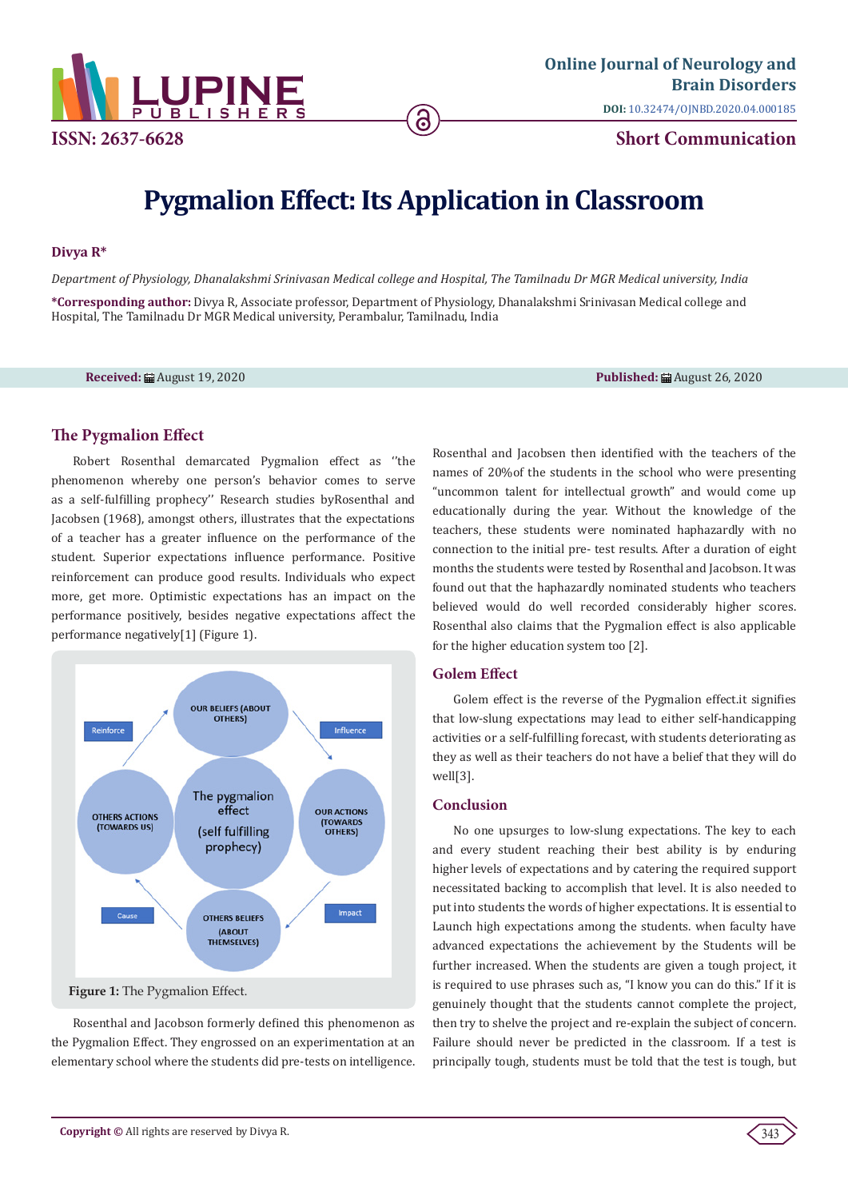# Pygmalion Effect: Its Application in Classroom

**Divya R***

*Department of Physiology, Dhanalakshmi Srinivasan Medical college and Hospital, The Tamilnadu Dr MGR Medical university, India*

**\*Corresponding author:** Divya R, Associate professor, Department of Physiology, Dhanalakshmi Srinivasan Medical college and Hospital, The Tamilnadu Dr MGR Medical university, Perambalur, Tamilnadu, India

**Received:** August 19, 2020

**Published:** August 26, 2020

## The Pygmalion Effect

Robert Rosenthal demarcated Pygmalion effect as ''the phenomenon whereby one person's behavior comes to serve as a self-fulfilling prophecy'' Research studies byRosenthal and Jacobsen (1968), amongst others, illustrates that the expectations of a teacher has a greater influence on the performance of the student. Superior expectations influence performance. Positive reinforcement can produce good results. Individuals who expect more, get more. Optimistic expectations has an impact on the performance positively, besides negative expectations affect the performance negatively[1] (Figure 1).

OUR BELIEFS (ABOUT OTHERS) → Influence → OUR ACTIONS (TOWARDS OTHERS) → Impact → OTHERS BELIEFS (ABOUT THEMSELVES) → Cause → OTHERS ACTIONS (TOWARDS US) → Reinforce → OUR BELIEFS (ABOUT OTHERS)

Centre: The pygmalion effect (self fulfilling prophecy)

**Figure 1:** The Pygmalion Effect.

Rosenthal and Jacobson formerly defined this phenomenon as the Pygmalion Effect. They engrossed on an experimentation at an elementary school where the students did pre-tests on intelligence. Rosenthal and Jacobsen then identified with the teachers of the names of 20%of the students in the school who were presenting "uncommon talent for intellectual growth" and would come up educationally during the year. Without the knowledge of the teachers, these students were nominated haphazardly with no connection to the initial pre- test results. After a duration of eight months the students were tested by Rosenthal and Jacobson. It was found out that the haphazardly nominated students who teachers believed would do well recorded considerably higher scores. Rosenthal also claims that the Pygmalion effect is also applicable for the higher education system too [2].

## Golem Effect

Golem effect is the reverse of the Pygmalion effect.it signifies that low-slung expectations may lead to either self-handicapping activities or a self-fulfilling forecast, with students deteriorating as they as well as their teachers do not have a belief that they will do well[3].

## Conclusion

No one upsurges to low-slung expectations. The key to each and every student reaching their best ability is by enduring higher levels of expectations and by catering the required support necessitated backing to accomplish that level. It is also needed to put into students the words of higher expectations. It is essential to Launch high expectations among the students. when faculty have advanced expectations the achievement by the Students will be further increased. When the students are given a tough project, it is required to use phrases such as, "I know you can do this." If it is genuinely thought that the students cannot complete the project, then try to shelve the project and re-explain the subject of concern. Failure should never be predicted in the classroom. If a test is principally tough, students must be told that the test is tough, but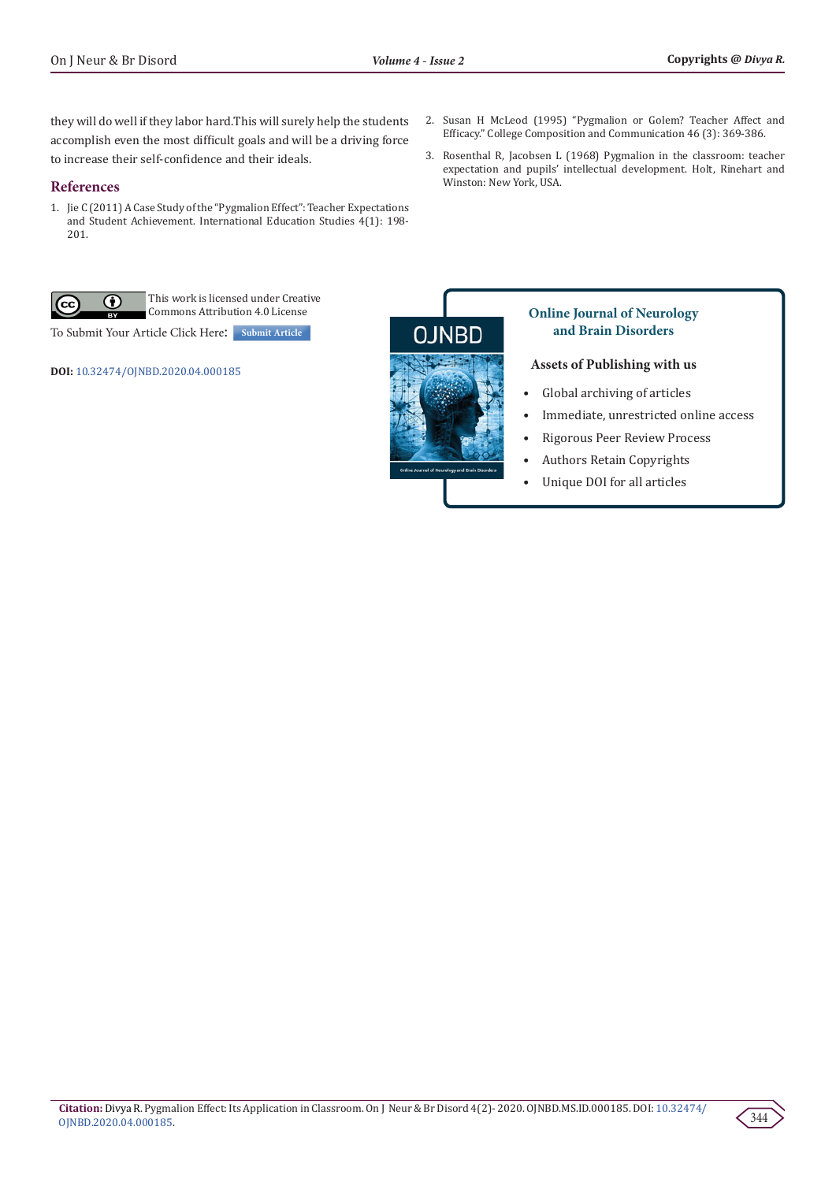they will do well if they labor hard.This will surely help the students accomplish even the most difficult goals and will be a driving force to increase their self-confidence and their ideals.

## References

1. Jie C (2011) A Case Study of the "Pygmalion Effect": Teacher Expectations and Student Achievement. International Education Studies 4(1): 198-201.
2. Susan H McLeod (1995) "Pygmalion or Golem? Teacher Affect and Efficacy." College Composition and Communication 46 (3): 369-386.
3. Rosenthal R, Jacobsen L (1968) Pygmalion in the classroom: teacher expectation and pupils' intellectual development. Holt, Rinehart and Winston: New York, USA.

This work is licensed under Creative Commons Attribution 4.0 License

To Submit Your Article Click Here: Submit Article

**DOI:** 10.32474/OJNBD.2020.04.000185

**Online Journal of Neurology and Brain Disorders**

**Assets of Publishing with us**

- Global archiving of articles
- Immediate, unrestricted online access
- Rigorous Peer Review Process
- Authors Retain Copyrights
- Unique DOI for all articles

**Citation:** Divya R. Pygmalion Effect: Its Application in Classroom. On J Neur & Br Disord 4(2)- 2020. OJNBD.MS.ID.000185. DOI: 10.32474/OJNBD.2020.04.000185.